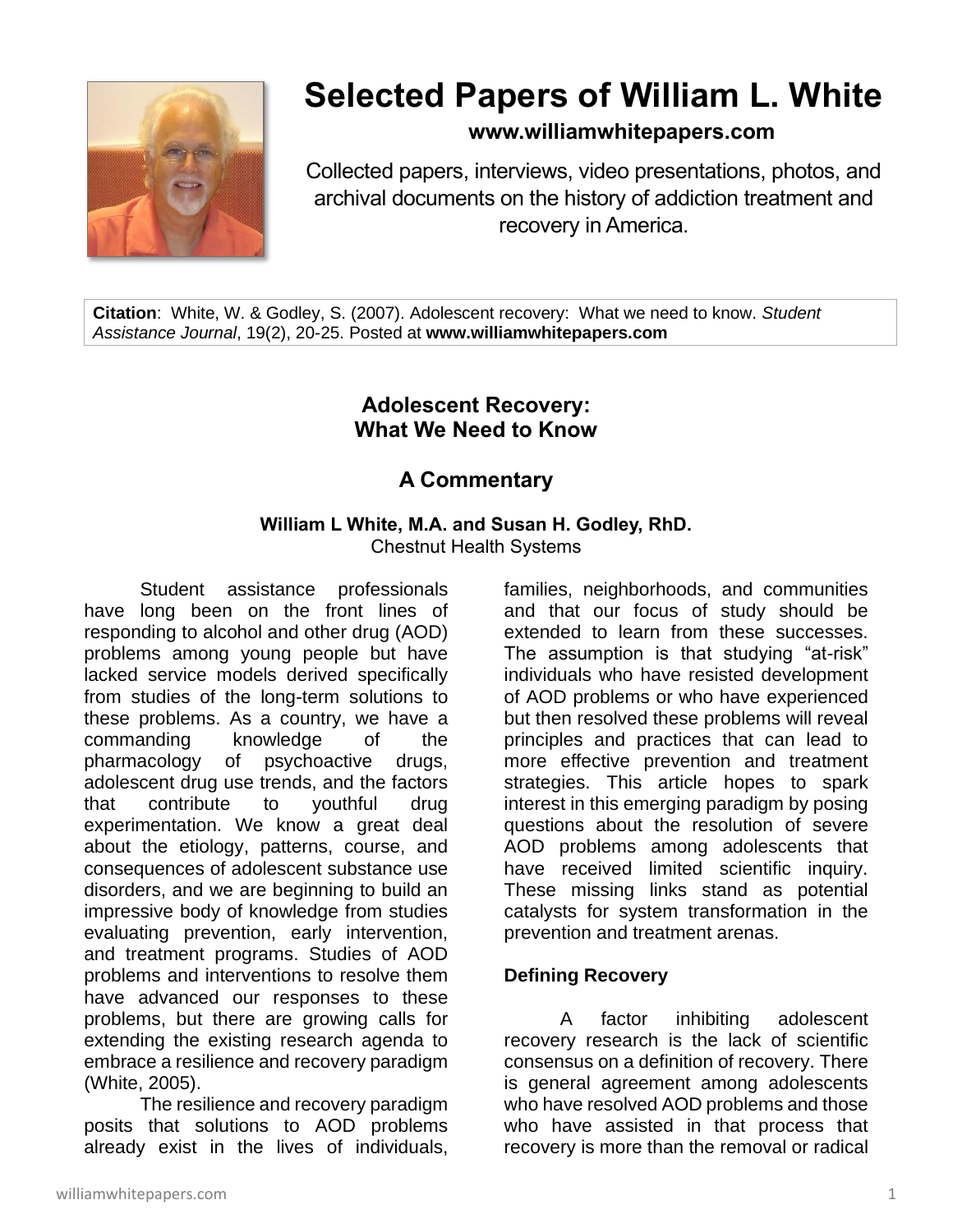# Selected Papers of William L. White

**www.williamwhitepapers.com**

Collected papers, interviews, video presentations, photos, and archival documents on the history of addiction treatment and recovery in America.

**Citation**: White, W. & Godley, S. (2007). Adolescent recovery: What we need to know. *Student Assistance Journal*, 19(2), 20-25. Posted at **www.williamwhitepapers.com**

## Adolescent Recovery: What We Need to Know

## A Commentary

**William L White, M.A. and Susan H. Godley, RhD.**
Chestnut Health Systems

Student assistance professionals have long been on the front lines of responding to alcohol and other drug (AOD) problems among young people but have lacked service models derived specifically from studies of the long-term solutions to these problems. As a country, we have a commanding knowledge of the pharmacology of psychoactive drugs, adolescent drug use trends, and the factors that contribute to youthful drug experimentation. We know a great deal about the etiology, patterns, course, and consequences of adolescent substance use disorders, and we are beginning to build an impressive body of knowledge from studies evaluating prevention, early intervention, and treatment programs. Studies of AOD problems and interventions to resolve them have advanced our responses to these problems, but there are growing calls for extending the existing research agenda to embrace a resilience and recovery paradigm (White, 2005).

The resilience and recovery paradigm posits that solutions to AOD problems already exist in the lives of individuals, families, neighborhoods, and communities and that our focus of study should be extended to learn from these successes. The assumption is that studying "at-risk" individuals who have resisted development of AOD problems or who have experienced but then resolved these problems will reveal principles and practices that can lead to more effective prevention and treatment strategies. This article hopes to spark interest in this emerging paradigm by posing questions about the resolution of severe AOD problems among adolescents that have received limited scientific inquiry. These missing links stand as potential catalysts for system transformation in the prevention and treatment arenas.

### Defining Recovery

A factor inhibiting adolescent recovery research is the lack of scientific consensus on a definition of recovery. There is general agreement among adolescents who have resolved AOD problems and those who have assisted in that process that recovery is more than the removal or radical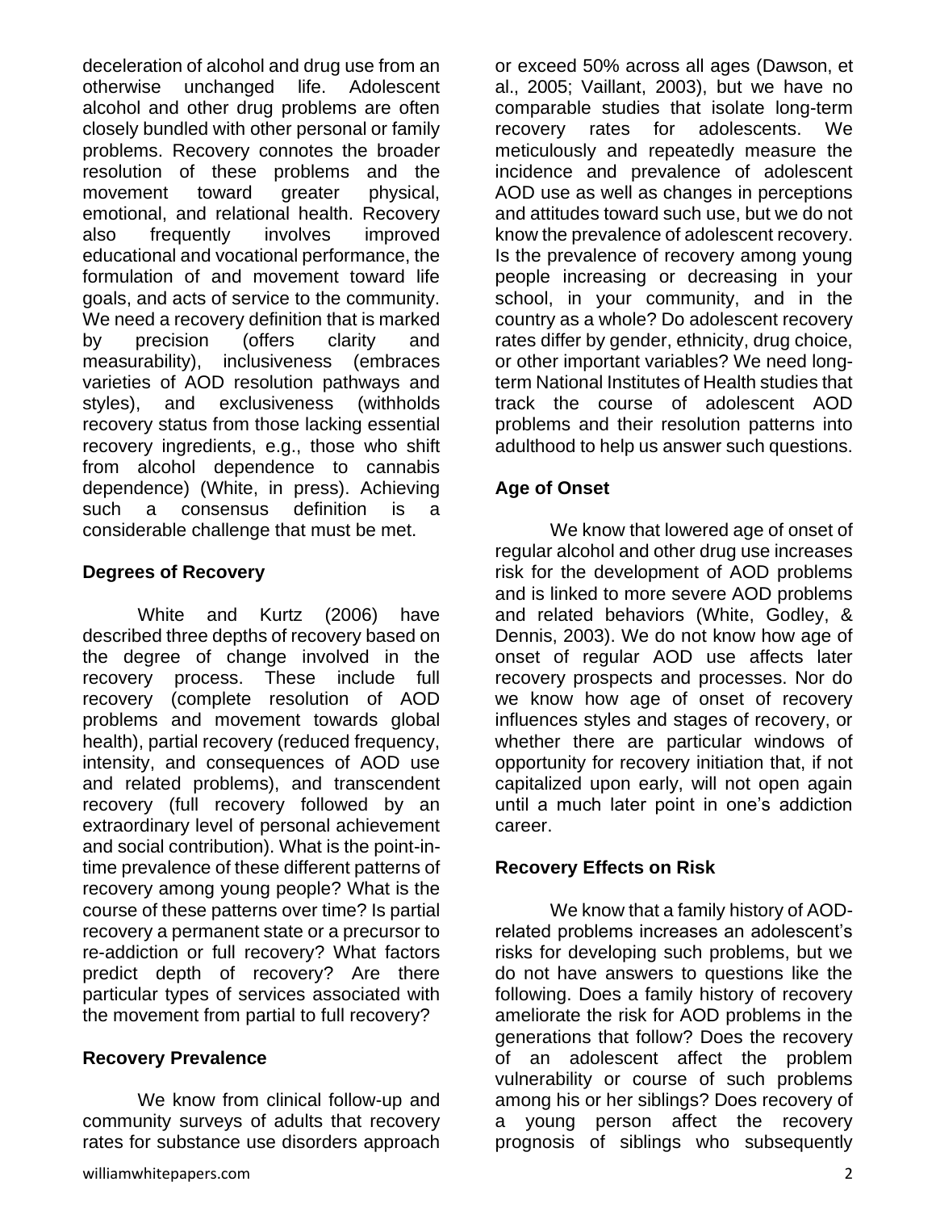deceleration of alcohol and drug use from an otherwise unchanged life. Adolescent alcohol and other drug problems are often closely bundled with other personal or family problems. Recovery connotes the broader resolution of these problems and the movement toward greater physical, emotional, and relational health. Recovery also frequently involves improved educational and vocational performance, the formulation of and movement toward life goals, and acts of service to the community. We need a recovery definition that is marked by precision (offers clarity and measurability), inclusiveness (embraces varieties of AOD resolution pathways and styles), and exclusiveness (withholds recovery status from those lacking essential recovery ingredients, e.g., those who shift from alcohol dependence to cannabis dependence) (White, in press). Achieving such a consensus definition is a considerable challenge that must be met.

## Degrees of Recovery

White and Kurtz (2006) have described three depths of recovery based on the degree of change involved in the recovery process. These include full recovery (complete resolution of AOD problems and movement towards global health), partial recovery (reduced frequency, intensity, and consequences of AOD use and related problems), and transcendent recovery (full recovery followed by an extraordinary level of personal achievement and social contribution). What is the point-in-time prevalence of these different patterns of recovery among young people? What is the course of these patterns over time? Is partial recovery a permanent state or a precursor to re-addiction or full recovery? What factors predict depth of recovery? Are there particular types of services associated with the movement from partial to full recovery?

## Recovery Prevalence

We know from clinical follow-up and community surveys of adults that recovery rates for substance use disorders approach or exceed 50% across all ages (Dawson, et al., 2005; Vaillant, 2003), but we have no comparable studies that isolate long-term recovery rates for adolescents. We meticulously and repeatedly measure the incidence and prevalence of adolescent AOD use as well as changes in perceptions and attitudes toward such use, but we do not know the prevalence of adolescent recovery. Is the prevalence of recovery among young people increasing or decreasing in your school, in your community, and in the country as a whole? Do adolescent recovery rates differ by gender, ethnicity, drug choice, or other important variables? We need long-term National Institutes of Health studies that track the course of adolescent AOD problems and their resolution patterns into adulthood to help us answer such questions.

## Age of Onset

We know that lowered age of onset of regular alcohol and other drug use increases risk for the development of AOD problems and is linked to more severe AOD problems and related behaviors (White, Godley, & Dennis, 2003). We do not know how age of onset of regular AOD use affects later recovery prospects and processes. Nor do we know how age of onset of recovery influences styles and stages of recovery, or whether there are particular windows of opportunity for recovery initiation that, if not capitalized upon early, will not open again until a much later point in one's addiction career.

## Recovery Effects on Risk

We know that a family history of AOD-related problems increases an adolescent's risks for developing such problems, but we do not have answers to questions like the following. Does a family history of recovery ameliorate the risk for AOD problems in the generations that follow? Does the recovery of an adolescent affect the problem vulnerability or course of such problems among his or her siblings? Does recovery of a young person affect the recovery prognosis of siblings who subsequently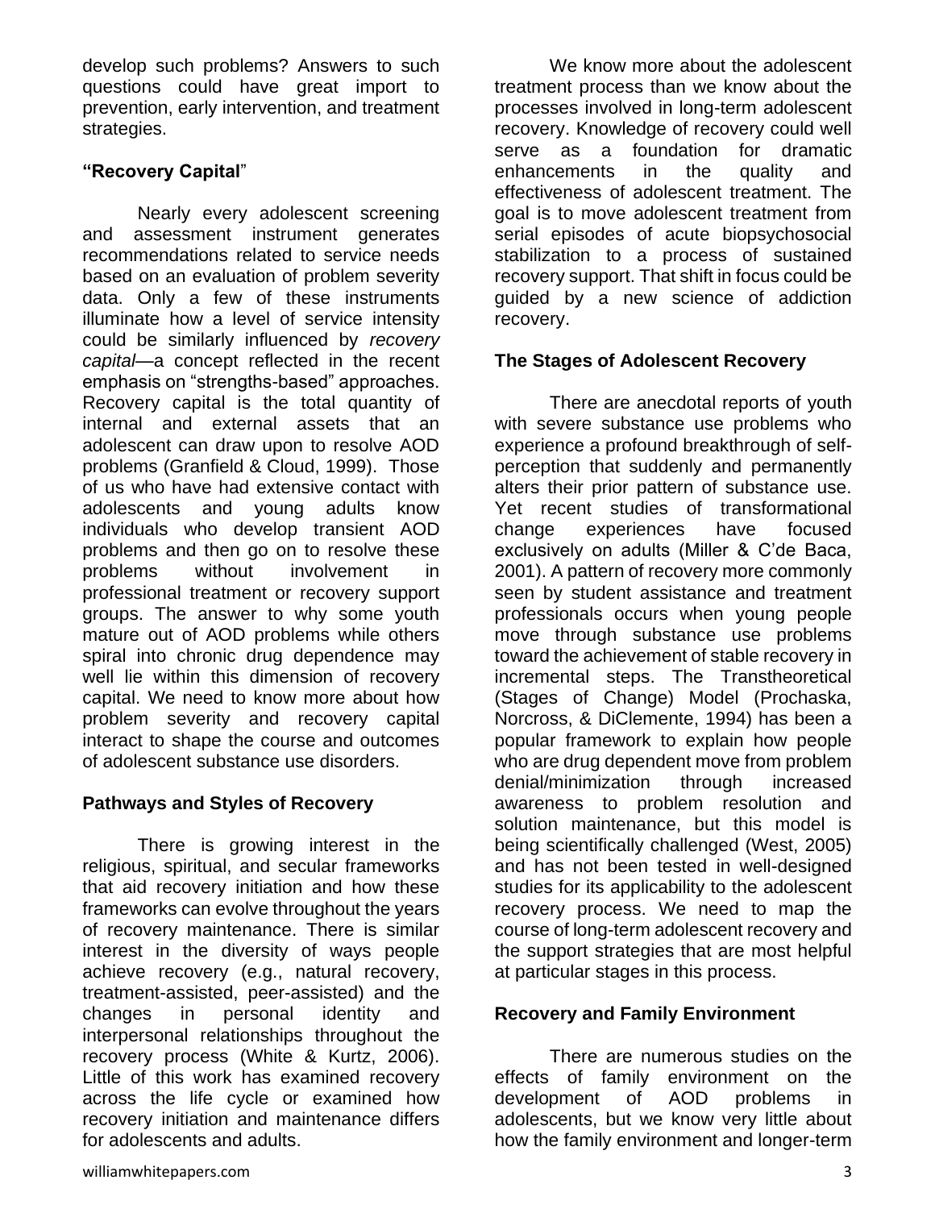develop such problems? Answers to such questions could have great import to prevention, early intervention, and treatment strategies.

### "Recovery Capital"

Nearly every adolescent screening and assessment instrument generates recommendations related to service needs based on an evaluation of problem severity data. Only a few of these instruments illuminate how a level of service intensity could be similarly influenced by *recovery capital*—a concept reflected in the recent emphasis on "strengths-based" approaches. Recovery capital is the total quantity of internal and external assets that an adolescent can draw upon to resolve AOD problems (Granfield & Cloud, 1999). Those of us who have had extensive contact with adolescents and young adults know individuals who develop transient AOD problems and then go on to resolve these problems without involvement in professional treatment or recovery support groups. The answer to why some youth mature out of AOD problems while others spiral into chronic drug dependence may well lie within this dimension of recovery capital. We need to know more about how problem severity and recovery capital interact to shape the course and outcomes of adolescent substance use disorders.

### Pathways and Styles of Recovery

There is growing interest in the religious, spiritual, and secular frameworks that aid recovery initiation and how these frameworks can evolve throughout the years of recovery maintenance. There is similar interest in the diversity of ways people achieve recovery (e.g., natural recovery, treatment-assisted, peer-assisted) and the changes in personal identity and interpersonal relationships throughout the recovery process (White & Kurtz, 2006). Little of this work has examined recovery across the life cycle or examined how recovery initiation and maintenance differs for adolescents and adults.

We know more about the adolescent treatment process than we know about the processes involved in long-term adolescent recovery. Knowledge of recovery could well serve as a foundation for dramatic enhancements in the quality and effectiveness of adolescent treatment. The goal is to move adolescent treatment from serial episodes of acute biopsychosocial stabilization to a process of sustained recovery support. That shift in focus could be guided by a new science of addiction recovery.

### The Stages of Adolescent Recovery

There are anecdotal reports of youth with severe substance use problems who experience a profound breakthrough of self-perception that suddenly and permanently alters their prior pattern of substance use. Yet recent studies of transformational change experiences have focused exclusively on adults (Miller & C'de Baca, 2001). A pattern of recovery more commonly seen by student assistance and treatment professionals occurs when young people move through substance use problems toward the achievement of stable recovery in incremental steps. The Transtheoretical (Stages of Change) Model (Prochaska, Norcross, & DiClemente, 1994) has been a popular framework to explain how people who are drug dependent move from problem denial/minimization through increased awareness to problem resolution and solution maintenance, but this model is being scientifically challenged (West, 2005) and has not been tested in well-designed studies for its applicability to the adolescent recovery process. We need to map the course of long-term adolescent recovery and the support strategies that are most helpful at particular stages in this process.

### Recovery and Family Environment

There are numerous studies on the effects of family environment on the development of AOD problems in adolescents, but we know very little about how the family environment and longer-term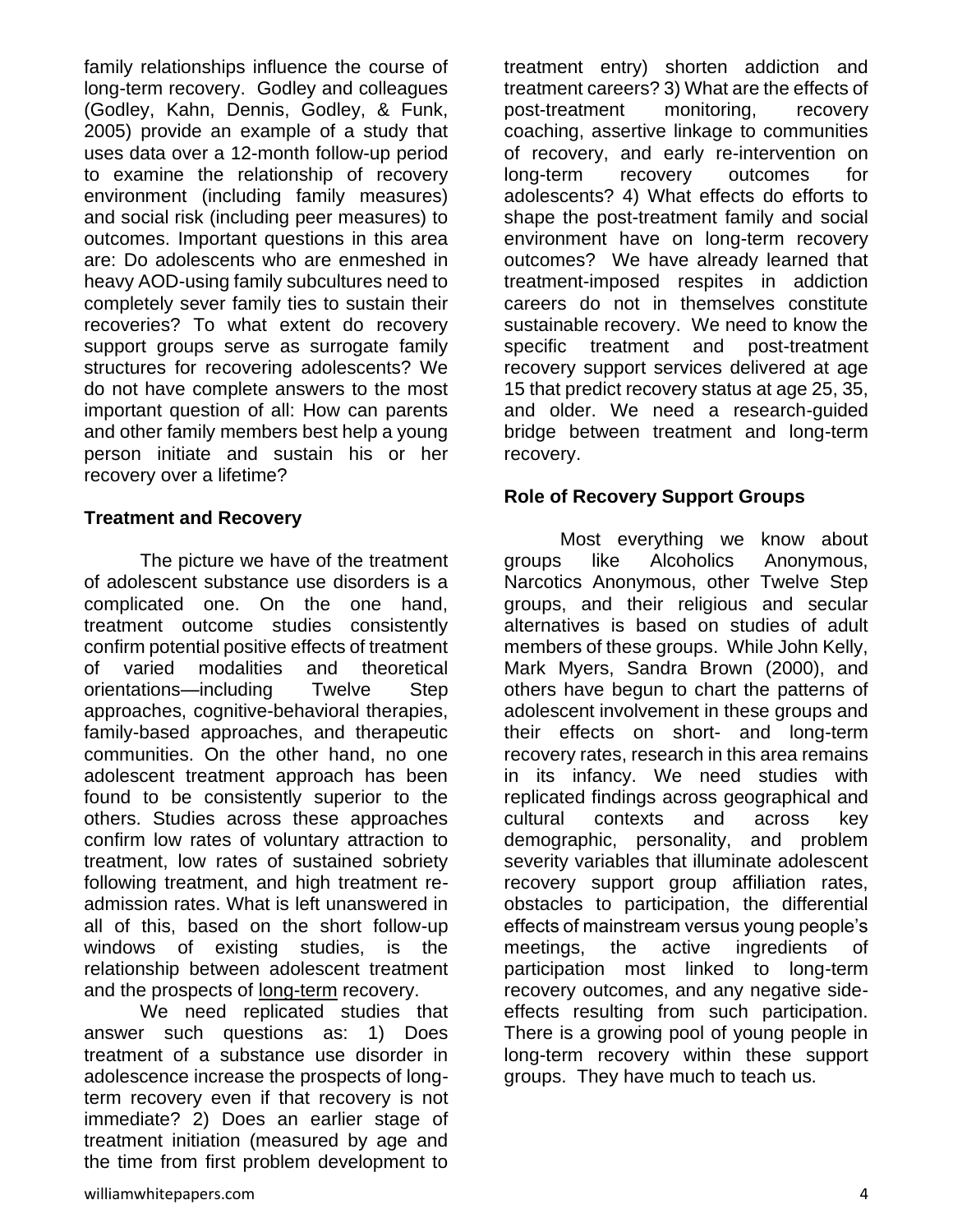family relationships influence the course of long-term recovery. Godley and colleagues (Godley, Kahn, Dennis, Godley, & Funk, 2005) provide an example of a study that uses data over a 12-month follow-up period to examine the relationship of recovery environment (including family measures) and social risk (including peer measures) to outcomes. Important questions in this area are: Do adolescents who are enmeshed in heavy AOD-using family subcultures need to completely sever family ties to sustain their recoveries? To what extent do recovery support groups serve as surrogate family structures for recovering adolescents? We do not have complete answers to the most important question of all: How can parents and other family members best help a young person initiate and sustain his or her recovery over a lifetime?

**Treatment and Recovery**

The picture we have of the treatment of adolescent substance use disorders is a complicated one. On the one hand, treatment outcome studies consistently confirm potential positive effects of treatment of varied modalities and theoretical orientations—including Twelve Step approaches, cognitive-behavioral therapies, family-based approaches, and therapeutic communities. On the other hand, no one adolescent treatment approach has been found to be consistently superior to the others. Studies across these approaches confirm low rates of voluntary attraction to treatment, low rates of sustained sobriety following treatment, and high treatment re-admission rates. What is left unanswered in all of this, based on the short follow-up windows of existing studies, is the relationship between adolescent treatment and the prospects of <u>long-term</u> recovery.

We need replicated studies that answer such questions as: 1) Does treatment of a substance use disorder in adolescence increase the prospects of long-term recovery even if that recovery is not immediate? 2) Does an earlier stage of treatment initiation (measured by age and the time from first problem development to treatment entry) shorten addiction and treatment careers? 3) What are the effects of post-treatment monitoring, recovery coaching, assertive linkage to communities of recovery, and early re-intervention on long-term recovery outcomes for adolescents? 4) What effects do efforts to shape the post-treatment family and social environment have on long-term recovery outcomes? We have already learned that treatment-imposed respites in addiction careers do not in themselves constitute sustainable recovery. We need to know the specific treatment and post-treatment recovery support services delivered at age 15 that predict recovery status at age 25, 35, and older. We need a research-guided bridge between treatment and long-term recovery.

**Role of Recovery Support Groups**

Most everything we know about groups like Alcoholics Anonymous, Narcotics Anonymous, other Twelve Step groups, and their religious and secular alternatives is based on studies of adult members of these groups. While John Kelly, Mark Myers, Sandra Brown (2000), and others have begun to chart the patterns of adolescent involvement in these groups and their effects on short- and long-term recovery rates, research in this area remains in its infancy. We need studies with replicated findings across geographical and cultural contexts and across key demographic, personality, and problem severity variables that illuminate adolescent recovery support group affiliation rates, obstacles to participation, the differential effects of mainstream versus young people's meetings, the active ingredients of participation most linked to long-term recovery outcomes, and any negative side-effects resulting from such participation. There is a growing pool of young people in long-term recovery within these support groups. They have much to teach us.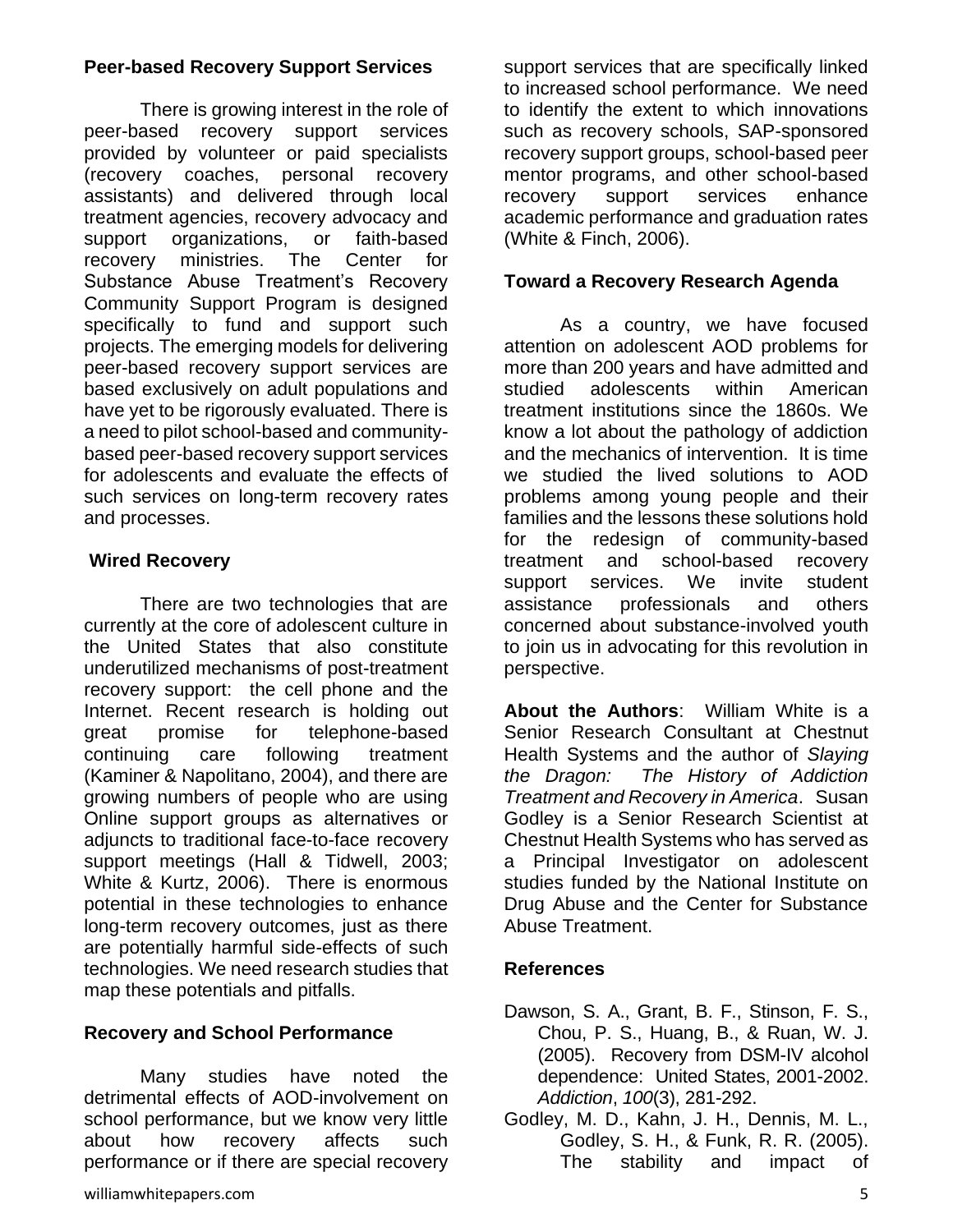### Peer-based Recovery Support Services

There is growing interest in the role of peer-based recovery support services provided by volunteer or paid specialists (recovery coaches, personal recovery assistants) and delivered through local treatment agencies, recovery advocacy and support organizations, or faith-based recovery ministries. The Center for Substance Abuse Treatment's Recovery Community Support Program is designed specifically to fund and support such projects. The emerging models for delivering peer-based recovery support services are based exclusively on adult populations and have yet to be rigorously evaluated. There is a need to pilot school-based and community-based peer-based recovery support services for adolescents and evaluate the effects of such services on long-term recovery rates and processes.

### Wired Recovery

There are two technologies that are currently at the core of adolescent culture in the United States that also constitute underutilized mechanisms of post-treatment recovery support: the cell phone and the Internet. Recent research is holding out great promise for telephone-based continuing care following treatment (Kaminer & Napolitano, 2004), and there are growing numbers of people who are using Online support groups as alternatives or adjuncts to traditional face-to-face recovery support meetings (Hall & Tidwell, 2003; White & Kurtz, 2006). There is enormous potential in these technologies to enhance long-term recovery outcomes, just as there are potentially harmful side-effects of such technologies. We need research studies that map these potentials and pitfalls.

### Recovery and School Performance

Many studies have noted the detrimental effects of AOD-involvement on school performance, but we know very little about how recovery affects such performance or if there are special recovery support services that are specifically linked to increased school performance. We need to identify the extent to which innovations such as recovery schools, SAP-sponsored recovery support groups, school-based peer mentor programs, and other school-based recovery support services enhance academic performance and graduation rates (White & Finch, 2006).

### Toward a Recovery Research Agenda

As a country, we have focused attention on adolescent AOD problems for more than 200 years and have admitted and studied adolescents within American treatment institutions since the 1860s. We know a lot about the pathology of addiction and the mechanics of intervention. It is time we studied the lived solutions to AOD problems among young people and their families and the lessons these solutions hold for the redesign of community-based treatment and school-based recovery support services. We invite student assistance professionals and others concerned about substance-involved youth to join us in advocating for this revolution in perspective.

**About the Authors**: William White is a Senior Research Consultant at Chestnut Health Systems and the author of *Slaying the Dragon: The History of Addiction Treatment and Recovery in America*. Susan Godley is a Senior Research Scientist at Chestnut Health Systems who has served as a Principal Investigator on adolescent studies funded by the National Institute on Drug Abuse and the Center for Substance Abuse Treatment.

### References

Dawson, S. A., Grant, B. F., Stinson, F. S., Chou, P. S., Huang, B., & Ruan, W. J. (2005). Recovery from DSM-IV alcohol dependence: United States, 2001-2002. *Addiction*, *100*(3), 281-292.

Godley, M. D., Kahn, J. H., Dennis, M. L., Godley, S. H., & Funk, R. R. (2005). The stability and impact of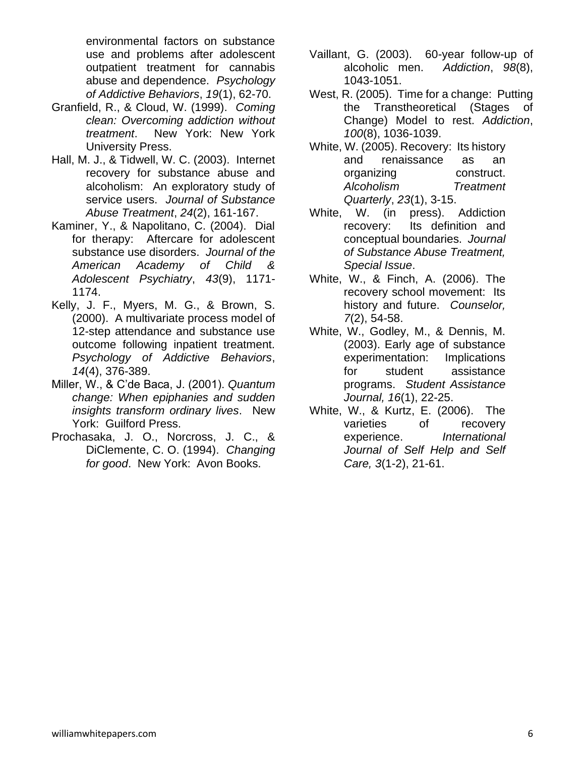environmental factors on substance use and problems after adolescent outpatient treatment for cannabis abuse and dependence. *Psychology of Addictive Behaviors*, *19*(1), 62-70.

Granfield, R., & Cloud, W. (1999). *Coming clean: Overcoming addiction without treatment*. New York: New York University Press.

Hall, M. J., & Tidwell, W. C. (2003). Internet recovery for substance abuse and alcoholism: An exploratory study of service users. *Journal of Substance Abuse Treatment*, *24*(2), 161-167.

Kaminer, Y., & Napolitano, C. (2004). Dial for therapy: Aftercare for adolescent substance use disorders. *Journal of the American Academy of Child & Adolescent Psychiatry*, *43*(9), 1171-1174.

Kelly, J. F., Myers, M. G., & Brown, S. (2000). A multivariate process model of 12-step attendance and substance use outcome following inpatient treatment. *Psychology of Addictive Behaviors*, *14*(4), 376-389.

Miller, W., & C'de Baca, J. (2001). *Quantum change: When epiphanies and sudden insights transform ordinary lives*. New York: Guilford Press.

Prochasaka, J. O., Norcross, J. C., & DiClemente, C. O. (1994). *Changing for good*. New York: Avon Books.

Vaillant, G. (2003). 60-year follow-up of alcoholic men. *Addiction*, *98*(8), 1043-1051.

West, R. (2005). Time for a change: Putting the Transtheoretical (Stages of Change) Model to rest. *Addiction*, *100*(8), 1036-1039.

White, W. (2005). Recovery: Its history and renaissance as an organizing construct. *Alcoholism Treatment Quarterly*, *23*(1), 3-15.

White, W. (in press). Addiction recovery: Its definition and conceptual boundaries. *Journal of Substance Abuse Treatment, Special Issue*.

White, W., & Finch, A. (2006). The recovery school movement: Its history and future. *Counselor, 7*(2), 54-58.

White, W., Godley, M., & Dennis, M. (2003). Early age of substance experimentation: Implications for student assistance programs. *Student Assistance Journal, 16*(1), 22-25.

White, W., & Kurtz, E. (2006). The varieties of recovery experience. *International Journal of Self Help and Self Care, 3*(1-2), 21-61.